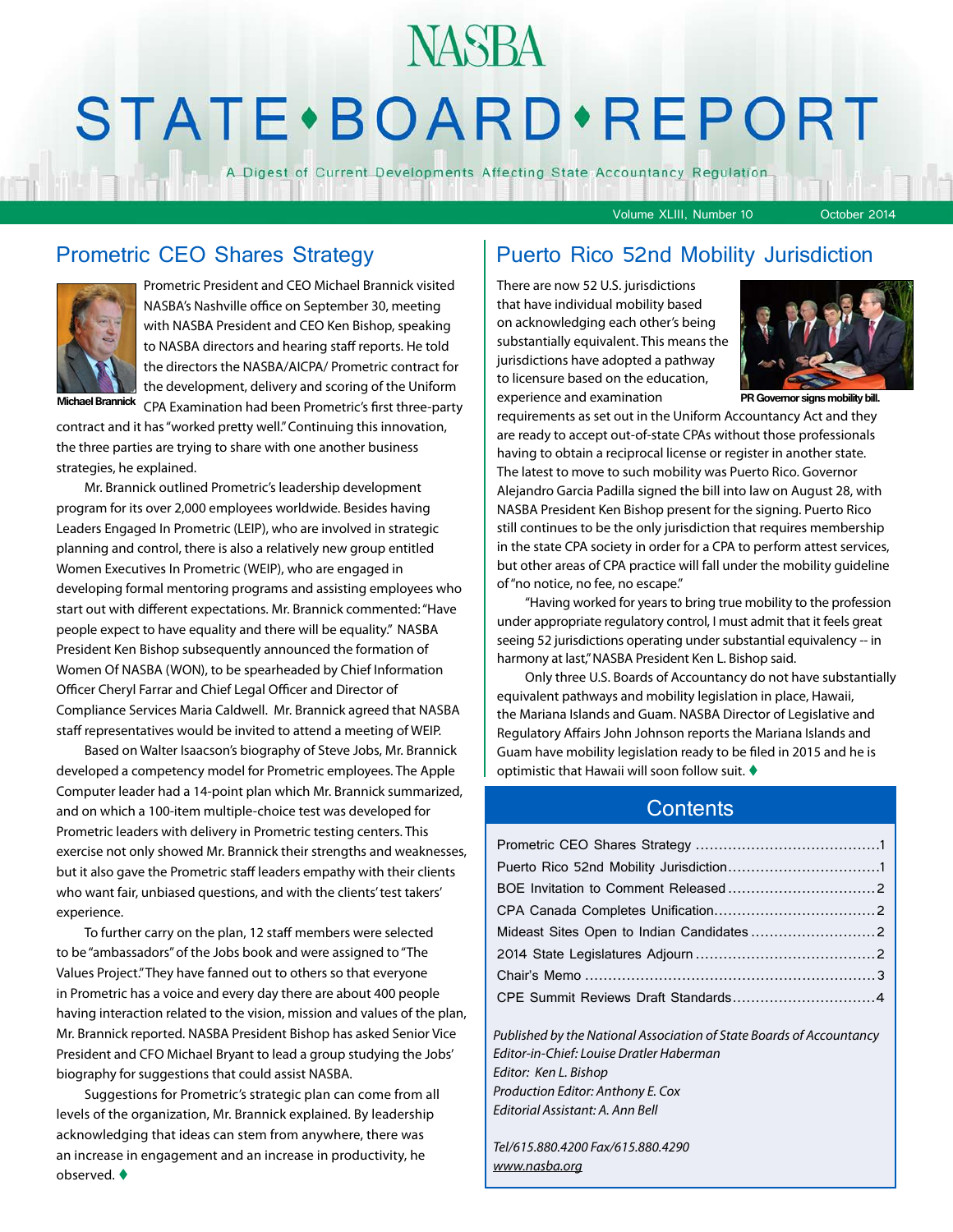# NASBA

# STATE • BOARD • REPORT

A Digest of Current Developments Affecting State Accountancy Regulation

Volume XLIII, Number 10 — October 2014

## Prometric CEO Shares Strategy

Michael Brannick

Prometric President and CEO Michael Brannick visited NASBA's Nashville office on September 30, meeting with NASBA President and CEO Ken Bishop, speaking to NASBA directors and hearing staff reports. He told the directors the NASBA/AICPA/ Prometric contract for the development, delivery and scoring of the Uniform CPA Examination had been Prometric's first three-party contract and it has "worked pretty well." Continuing this innovation, the three parties are trying to share with one another business strategies, he explained.

Mr. Brannick outlined Prometric's leadership development program for its over 2,000 employees worldwide. Besides having Leaders Engaged In Prometric (LEIP), who are involved in strategic planning and control, there is also a relatively new group entitled Women Executives In Prometric (WEIP), who are engaged in developing formal mentoring programs and assisting employees who start out with different expectations. Mr. Brannick commented: "Have people expect to have equality and there will be equality." NASBA President Ken Bishop subsequently announced the formation of Women Of NASBA (WON), to be spearheaded by Chief Information Officer Cheryl Farrar and Chief Legal Officer and Director of Compliance Services Maria Caldwell. Mr. Brannick agreed that NASBA staff representatives would be invited to attend a meeting of WEIP.

Based on Walter Isaacson's biography of Steve Jobs, Mr. Brannick developed a competency model for Prometric employees. The Apple Computer leader had a 14-point plan which Mr. Brannick summarized, and on which a 100-item multiple-choice test was developed for Prometric leaders with delivery in Prometric testing centers. This exercise not only showed Mr. Brannick their strengths and weaknesses, but it also gave the Prometric staff leaders empathy with their clients who want fair, unbiased questions, and with the clients' test takers' experience.

To further carry on the plan, 12 staff members were selected to be "ambassadors" of the Jobs book and were assigned to "The Values Project." They have fanned out to others so that everyone in Prometric has a voice and every day there are about 400 people having interaction related to the vision, mission and values of the plan, Mr. Brannick reported. NASBA President Bishop has asked Senior Vice President and CFO Michael Bryant to lead a group studying the Jobs' biography for suggestions that could assist NASBA.

Suggestions for Prometric's strategic plan can come from all levels of the organization, Mr. Brannick explained. By leadership acknowledging that ideas can stem from anywhere, there was an increase in engagement and an increase in productivity, he observed. ♦

## Puerto Rico 52nd Mobility Jurisdiction

PR Governor signs mobility bill.

There are now 52 U.S. jurisdictions that have individual mobility based on acknowledging each other's being substantially equivalent. This means the jurisdictions have adopted a pathway to licensure based on the education, experience and examination requirements as set out in the Uniform Accountancy Act and they are ready to accept out-of-state CPAs without those professionals having to obtain a reciprocal license or register in another state. The latest to move to such mobility was Puerto Rico. Governor Alejandro Garcia Padilla signed the bill into law on August 28, with NASBA President Ken Bishop present for the signing. Puerto Rico still continues to be the only jurisdiction that requires membership in the state CPA society in order for a CPA to perform attest services, but other areas of CPA practice will fall under the mobility guideline of "no notice, no fee, no escape."

"Having worked for years to bring true mobility to the profession under appropriate regulatory control, I must admit that it feels great seeing 52 jurisdictions operating under substantial equivalency -- in harmony at last," NASBA President Ken L. Bishop said.

Only three U.S. Boards of Accountancy do not have substantially equivalent pathways and mobility legislation in place, Hawaii, the Mariana Islands and Guam. NASBA Director of Legislative and Regulatory Affairs John Johnson reports the Mariana Islands and Guam have mobility legislation ready to be filed in 2015 and he is optimistic that Hawaii will soon follow suit. ♦

## Contents

| | |
|---|---|
| Prometric CEO Shares Strategy | 1 |
| Puerto Rico 52nd Mobility Jurisdiction | 1 |
| BOE Invitation to Comment Released | 2 |
| CPA Canada Completes Unification | 2 |
| Mideast Sites Open to Indian Candidates | 2 |
| 2014 State Legislatures Adjourn | 2 |
| Chair's Memo | 3 |
| CPE Summit Reviews Draft Standards | 4 |

*Published by the National Association of State Boards of Accountancy*
*Editor-in-Chief: Louise Dratler Haberman*
*Editor: Ken L. Bishop*
*Production Editor: Anthony E. Cox*
*Editorial Assistant: A. Ann Bell*

*Tel/615.880.4200 Fax/615.880.4290*
*www.nasba.org*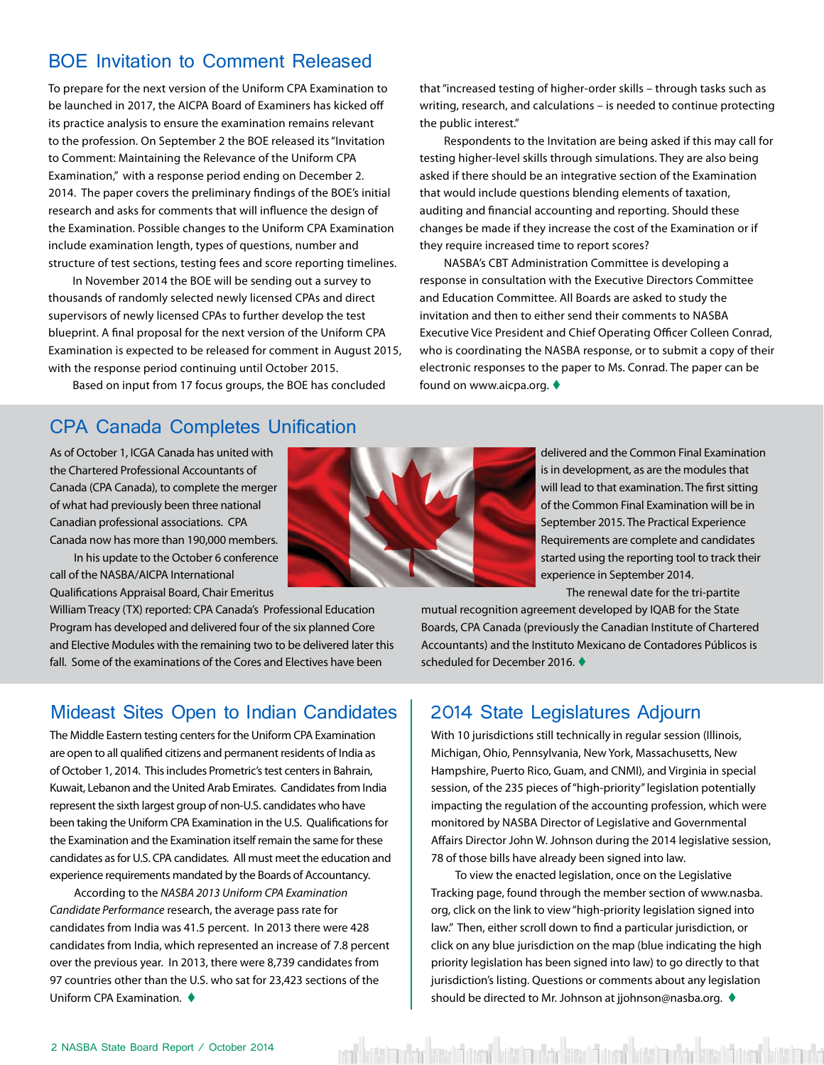## BOE Invitation to Comment Released

To prepare for the next version of the Uniform CPA Examination to be launched in 2017, the AICPA Board of Examiners has kicked off its practice analysis to ensure the examination remains relevant to the profession. On September 2 the BOE released its "Invitation to Comment: Maintaining the Relevance of the Uniform CPA Examination," with a response period ending on December 2. 2014. The paper covers the preliminary findings of the BOE's initial research and asks for comments that will influence the design of the Examination. Possible changes to the Uniform CPA Examination include examination length, types of questions, number and structure of test sections, testing fees and score reporting timelines.

In November 2014 the BOE will be sending out a survey to thousands of randomly selected newly licensed CPAs and direct supervisors of newly licensed CPAs to further develop the test blueprint. A final proposal for the next version of the Uniform CPA Examination is expected to be released for comment in August 2015, with the response period continuing until October 2015.

Based on input from 17 focus groups, the BOE has concluded that "increased testing of higher-order skills – through tasks such as writing, research, and calculations – is needed to continue protecting the public interest."

Respondents to the Invitation are being asked if this may call for testing higher-level skills through simulations. They are also being asked if there should be an integrative section of the Examination that would include questions blending elements of taxation, auditing and financial accounting and reporting. Should these changes be made if they increase the cost of the Examination or if they require increased time to report scores?

NASBA's CBT Administration Committee is developing a response in consultation with the Executive Directors Committee and Education Committee. All Boards are asked to study the invitation and then to either send their comments to NASBA Executive Vice President and Chief Operating Officer Colleen Conrad, who is coordinating the NASBA response, or to submit a copy of their electronic responses to the paper to Ms. Conrad. The paper can be found on www.aicpa.org. ♦

## CPA Canada Completes Unification

As of October 1, ICGA Canada has united with the Chartered Professional Accountants of Canada (CPA Canada), to complete the merger of what had previously been three national Canadian professional associations. CPA Canada now has more than 190,000 members.

In his update to the October 6 conference call of the NASBA/AICPA International Qualifications Appraisal Board, Chair Emeritus William Treacy (TX) reported: CPA Canada's Professional Education Program has developed and delivered four of the six planned Core and Elective Modules with the remaining two to be delivered later this fall. Some of the examinations of the Cores and Electives have been delivered and the Common Final Examination is in development, as are the modules that will lead to that examination. The first sitting of the Common Final Examination will be in September 2015. The Practical Experience Requirements are complete and candidates started using the reporting tool to track their experience in September 2014.

The renewal date for the tri-partite mutual recognition agreement developed by IQAB for the State Boards, CPA Canada (previously the Canadian Institute of Chartered Accountants) and the Instituto Mexicano de Contadores Públicos is scheduled for December 2016. ♦

## Mideast Sites Open to Indian Candidates

The Middle Eastern testing centers for the Uniform CPA Examination are open to all qualified citizens and permanent residents of India as of October 1, 2014. This includes Prometric's test centers in Bahrain, Kuwait, Lebanon and the United Arab Emirates. Candidates from India represent the sixth largest group of non-U.S. candidates who have been taking the Uniform CPA Examination in the U.S. Qualifications for the Examination and the Examination itself remain the same for these candidates as for U.S. CPA candidates. All must meet the education and experience requirements mandated by the Boards of Accountancy.

According to the *NASBA 2013 Uniform CPA Examination Candidate Performance* research, the average pass rate for candidates from India was 41.5 percent. In 2013 there were 428 candidates from India, which represented an increase of 7.8 percent over the previous year. In 2013, there were 8,739 candidates from 97 countries other than the U.S. who sat for 23,423 sections of the Uniform CPA Examination. ♦

## 2014 State Legislatures Adjourn

With 10 jurisdictions still technically in regular session (Illinois, Michigan, Ohio, Pennsylvania, New York, Massachusetts, New Hampshire, Puerto Rico, Guam, and CNMI), and Virginia in special session, of the 235 pieces of "high-priority" legislation potentially impacting the regulation of the accounting profession, which were monitored by NASBA Director of Legislative and Governmental Affairs Director John W. Johnson during the 2014 legislative session, 78 of those bills have already been signed into law.

To view the enacted legislation, once on the Legislative Tracking page, found through the member section of www.nasba.org, click on the link to view "high-priority legislation signed into law." Then, either scroll down to find a particular jurisdiction, or click on any blue jurisdiction on the map (blue indicating the high priority legislation has been signed into law) to go directly to that jurisdiction's listing. Questions or comments about any legislation should be directed to Mr. Johnson at jjohnson@nasba.org. ♦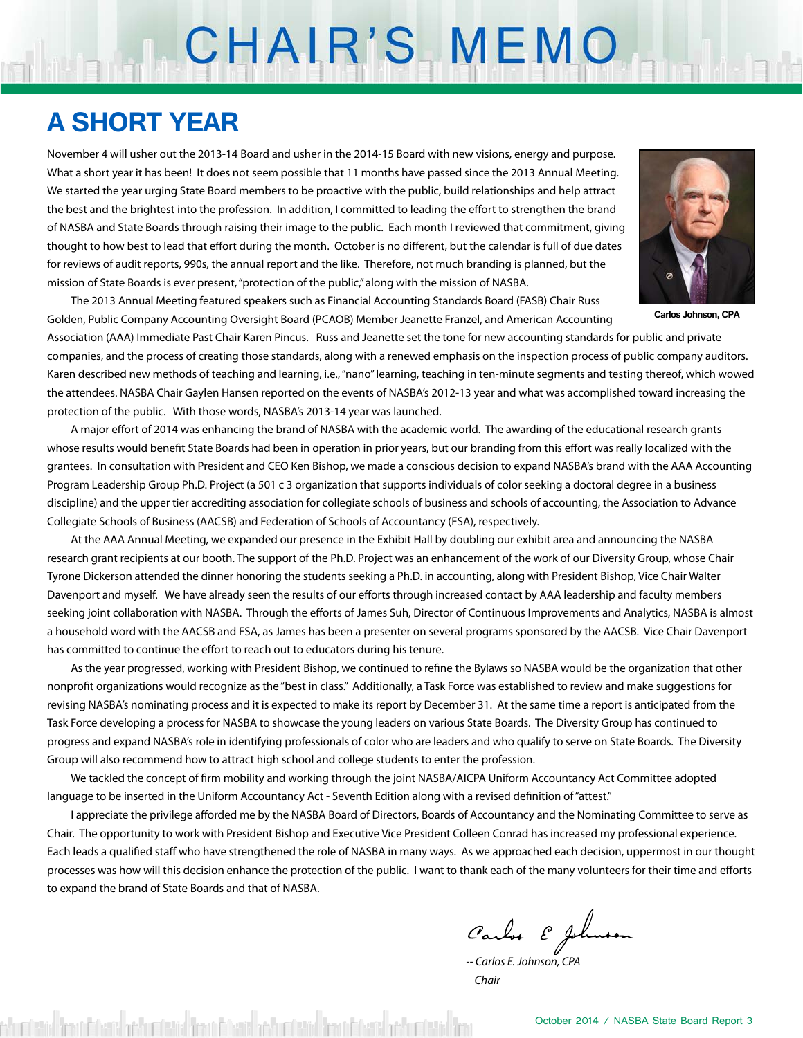# CHAIR'S MEMO

## A SHORT YEAR

November 4 will usher out the 2013-14 Board and usher in the 2014-15 Board with new visions, energy and purpose. What a short year it has been! It does not seem possible that 11 months have passed since the 2013 Annual Meeting. We started the year urging State Board members to be proactive with the public, build relationships and help attract the best and the brightest into the profession. In addition, I committed to leading the effort to strengthen the brand of NASBA and State Boards through raising their image to the public. Each month I reviewed that commitment, giving thought to how best to lead that effort during the month. October is no different, but the calendar is full of due dates for reviews of audit reports, 990s, the annual report and the like. Therefore, not much branding is planned, but the mission of State Boards is ever present, "protection of the public," along with the mission of NASBA.

Carlos Johnson, CPA

The 2013 Annual Meeting featured speakers such as Financial Accounting Standards Board (FASB) Chair Russ Golden, Public Company Accounting Oversight Board (PCAOB) Member Jeanette Franzel, and American Accounting Association (AAA) Immediate Past Chair Karen Pincus. Russ and Jeanette set the tone for new accounting standards for public and private companies, and the process of creating those standards, along with a renewed emphasis on the inspection process of public company auditors. Karen described new methods of teaching and learning, i.e., "nano" learning, teaching in ten-minute segments and testing thereof, which wowed the attendees. NASBA Chair Gaylen Hansen reported on the events of NASBA's 2012-13 year and what was accomplished toward increasing the protection of the public. With those words, NASBA's 2013-14 year was launched.

A major effort of 2014 was enhancing the brand of NASBA with the academic world. The awarding of the educational research grants whose results would benefit State Boards had been in operation in prior years, but our branding from this effort was really localized with the grantees. In consultation with President and CEO Ken Bishop, we made a conscious decision to expand NASBA's brand with the AAA Accounting Program Leadership Group Ph.D. Project (a 501 c 3 organization that supports individuals of color seeking a doctoral degree in a business discipline) and the upper tier accrediting association for collegiate schools of business and schools of accounting, the Association to Advance Collegiate Schools of Business (AACSB) and Federation of Schools of Accountancy (FSA), respectively.

At the AAA Annual Meeting, we expanded our presence in the Exhibit Hall by doubling our exhibit area and announcing the NASBA research grant recipients at our booth. The support of the Ph.D. Project was an enhancement of the work of our Diversity Group, whose Chair Tyrone Dickerson attended the dinner honoring the students seeking a Ph.D. in accounting, along with President Bishop, Vice Chair Walter Davenport and myself. We have already seen the results of our efforts through increased contact by AAA leadership and faculty members seeking joint collaboration with NASBA. Through the efforts of James Suh, Director of Continuous Improvements and Analytics, NASBA is almost a household word with the AACSB and FSA, as James has been a presenter on several programs sponsored by the AACSB. Vice Chair Davenport has committed to continue the effort to reach out to educators during his tenure.

As the year progressed, working with President Bishop, we continued to refine the Bylaws so NASBA would be the organization that other nonprofit organizations would recognize as the "best in class." Additionally, a Task Force was established to review and make suggestions for revising NASBA's nominating process and it is expected to make its report by December 31. At the same time a report is anticipated from the Task Force developing a process for NASBA to showcase the young leaders on various State Boards. The Diversity Group has continued to progress and expand NASBA's role in identifying professionals of color who are leaders and who qualify to serve on State Boards. The Diversity Group will also recommend how to attract high school and college students to enter the profession.

We tackled the concept of firm mobility and working through the joint NASBA/AICPA Uniform Accountancy Act Committee adopted language to be inserted in the Uniform Accountancy Act - Seventh Edition along with a revised definition of "attest."

I appreciate the privilege afforded me by the NASBA Board of Directors, Boards of Accountancy and the Nominating Committee to serve as Chair. The opportunity to work with President Bishop and Executive Vice President Colleen Conrad has increased my professional experience. Each leads a qualified staff who have strengthened the role of NASBA in many ways. As we approached each decision, uppermost in our thought processes was how will this decision enhance the protection of the public. I want to thank each of the many volunteers for their time and efforts to expand the brand of State Boards and that of NASBA.

*-- Carlos E. Johnson, CPA*
*Chair*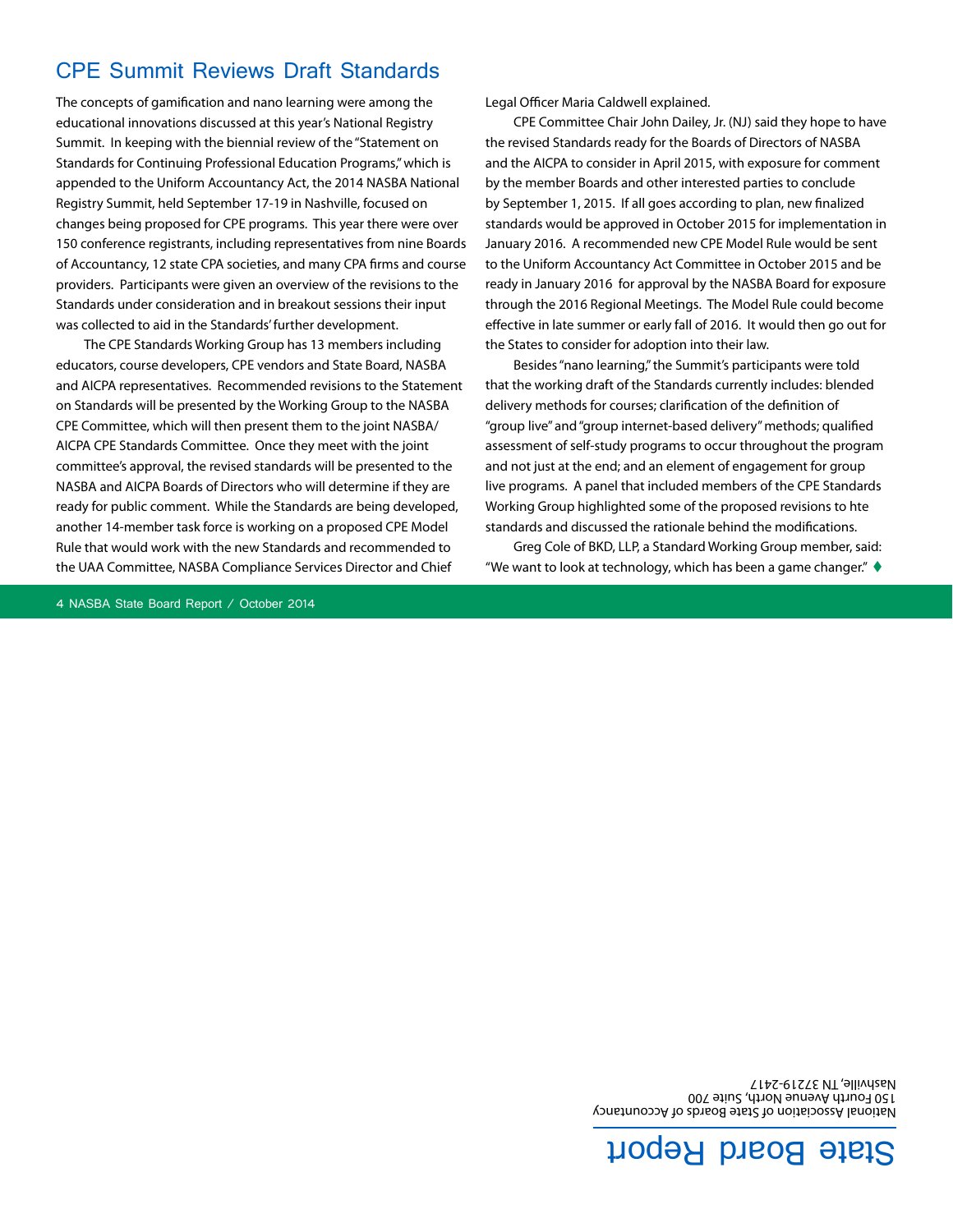## CPE Summit Reviews Draft Standards

The concepts of gamification and nano learning were among the educational innovations discussed at this year's National Registry Summit. In keeping with the biennial review of the "Statement on Standards for Continuing Professional Education Programs," which is appended to the Uniform Accountancy Act, the 2014 NASBA National Registry Summit, held September 17-19 in Nashville, focused on changes being proposed for CPE programs. This year there were over 150 conference registrants, including representatives from nine Boards of Accountancy, 12 state CPA societies, and many CPA firms and course providers. Participants were given an overview of the revisions to the Standards under consideration and in breakout sessions their input was collected to aid in the Standards' further development.

The CPE Standards Working Group has 13 members including educators, course developers, CPE vendors and State Board, NASBA and AICPA representatives. Recommended revisions to the Statement on Standards will be presented by the Working Group to the NASBA CPE Committee, which will then present them to the joint NASBA/AICPA CPE Standards Committee. Once they meet with the joint committee's approval, the revised standards will be presented to the NASBA and AICPA Boards of Directors who will determine if they are ready for public comment. While the Standards are being developed, another 14-member task force is working on a proposed CPE Model Rule that would work with the new Standards and recommended to the UAA Committee, NASBA Compliance Services Director and Chief Legal Officer Maria Caldwell explained.

CPE Committee Chair John Dailey, Jr. (NJ) said they hope to have the revised Standards ready for the Boards of Directors of NASBA and the AICPA to consider in April 2015, with exposure for comment by the member Boards and other interested parties to conclude by September 1, 2015. If all goes according to plan, new finalized standards would be approved in October 2015 for implementation in January 2016. A recommended new CPE Model Rule would be sent to the Uniform Accountancy Act Committee in October 2015 and be ready in January 2016 for approval by the NASBA Board for exposure through the 2016 Regional Meetings. The Model Rule could become effective in late summer or early fall of 2016. It would then go out for the States to consider for adoption into their law.

Besides "nano learning," the Summit's participants were told that the working draft of the Standards currently includes: blended delivery methods for courses; clarification of the definition of "group live" and "group internet-based delivery" methods; qualified assessment of self-study programs to occur throughout the program and not just at the end; and an element of engagement for group live programs. A panel that included members of the CPE Standards Working Group highlighted some of the proposed revisions to hte standards and discussed the rationale behind the modifications.

Greg Cole of BKD, LLP, a Standard Working Group member, said: "We want to look at technology, which has been a game changer." ♦

State Board Report

National Association of State Boards of Accountancy
150 Fourth Avenue North, Suite 700
Nashville, TN 37219-2417